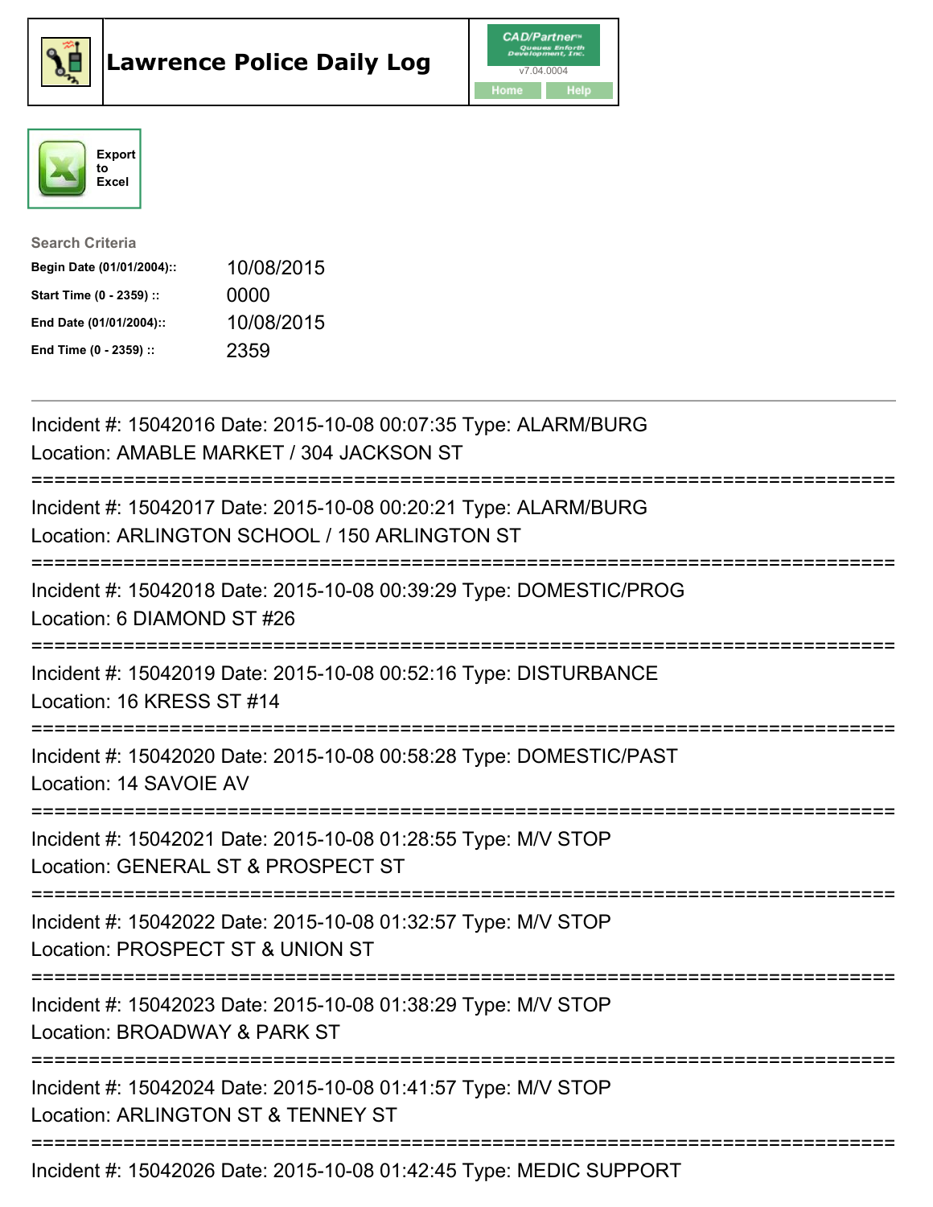# Lawrence Police Daily Log

CAD/Partner
v7.04.0004

Home Help

Export to Excel

Search Criteria

| | |
|---|---|
| **Begin Date (01/01/2004)::** | 10/08/2015 |
| **Start Time (0 - 2359) ::** | 0000 |
| **End Date (01/01/2004)::** | 10/08/2015 |
| **End Time (0 - 2359) ::** | 2359 |

---

Incident #: 15042016 Date: 2015-10-08 00:07:35 Type: ALARM/BURG
Location: AMABLE MARKET / 304 JACKSON ST

===========================================================================

Incident #: 15042017 Date: 2015-10-08 00:20:21 Type: ALARM/BURG
Location: ARLINGTON SCHOOL / 150 ARLINGTON ST

===========================================================================

Incident #: 15042018 Date: 2015-10-08 00:39:29 Type: DOMESTIC/PROG
Location: 6 DIAMOND ST #26

===========================================================================

Incident #: 15042019 Date: 2015-10-08 00:52:16 Type: DISTURBANCE
Location: 16 KRESS ST #14

===========================================================================

Incident #: 15042020 Date: 2015-10-08 00:58:28 Type: DOMESTIC/PAST
Location: 14 SAVOIE AV

===========================================================================

Incident #: 15042021 Date: 2015-10-08 01:28:55 Type: M/V STOP
Location: GENERAL ST & PROSPECT ST

===========================================================================

Incident #: 15042022 Date: 2015-10-08 01:32:57 Type: M/V STOP
Location: PROSPECT ST & UNION ST

===========================================================================

Incident #: 15042023 Date: 2015-10-08 01:38:29 Type: M/V STOP
Location: BROADWAY & PARK ST

===========================================================================

Incident #: 15042024 Date: 2015-10-08 01:41:57 Type: M/V STOP
Location: ARLINGTON ST & TENNEY ST

===========================================================================

Incident #: 15042026 Date: 2015-10-08 01:42:45 Type: MEDIC SUPPORT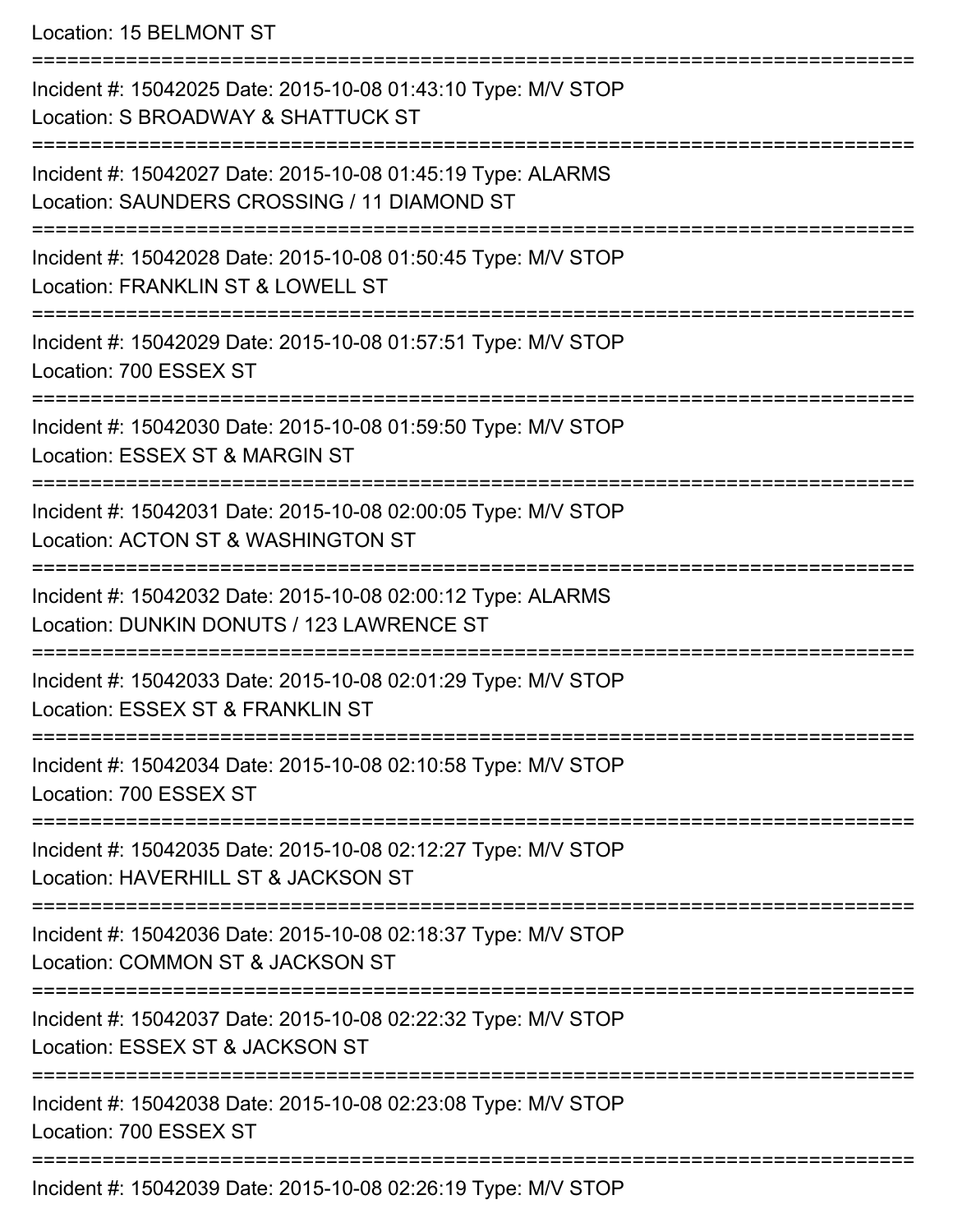Location: 15 BELMONT ST

===========================================================================

Incident #: 15042025 Date: 2015-10-08 01:43:10 Type: M/V STOP
Location: S BROADWAY & SHATTUCK ST

===========================================================================

Incident #: 15042027 Date: 2015-10-08 01:45:19 Type: ALARMS
Location: SAUNDERS CROSSING / 11 DIAMOND ST

===========================================================================

Incident #: 15042028 Date: 2015-10-08 01:50:45 Type: M/V STOP
Location: FRANKLIN ST & LOWELL ST

===========================================================================

Incident #: 15042029 Date: 2015-10-08 01:57:51 Type: M/V STOP
Location: 700 ESSEX ST

===========================================================================

Incident #: 15042030 Date: 2015-10-08 01:59:50 Type: M/V STOP
Location: ESSEX ST & MARGIN ST

===========================================================================

Incident #: 15042031 Date: 2015-10-08 02:00:05 Type: M/V STOP
Location: ACTON ST & WASHINGTON ST

===========================================================================

Incident #: 15042032 Date: 2015-10-08 02:00:12 Type: ALARMS
Location: DUNKIN DONUTS / 123 LAWRENCE ST

===========================================================================

Incident #: 15042033 Date: 2015-10-08 02:01:29 Type: M/V STOP
Location: ESSEX ST & FRANKLIN ST

===========================================================================

Incident #: 15042034 Date: 2015-10-08 02:10:58 Type: M/V STOP
Location: 700 ESSEX ST

===========================================================================

Incident #: 15042035 Date: 2015-10-08 02:12:27 Type: M/V STOP
Location: HAVERHILL ST & JACKSON ST

===========================================================================

Incident #: 15042036 Date: 2015-10-08 02:18:37 Type: M/V STOP
Location: COMMON ST & JACKSON ST

===========================================================================

Incident #: 15042037 Date: 2015-10-08 02:22:32 Type: M/V STOP
Location: ESSEX ST & JACKSON ST

===========================================================================

Incident #: 15042038 Date: 2015-10-08 02:23:08 Type: M/V STOP
Location: 700 ESSEX ST

===========================================================================

Incident #: 15042039 Date: 2015-10-08 02:26:19 Type: M/V STOP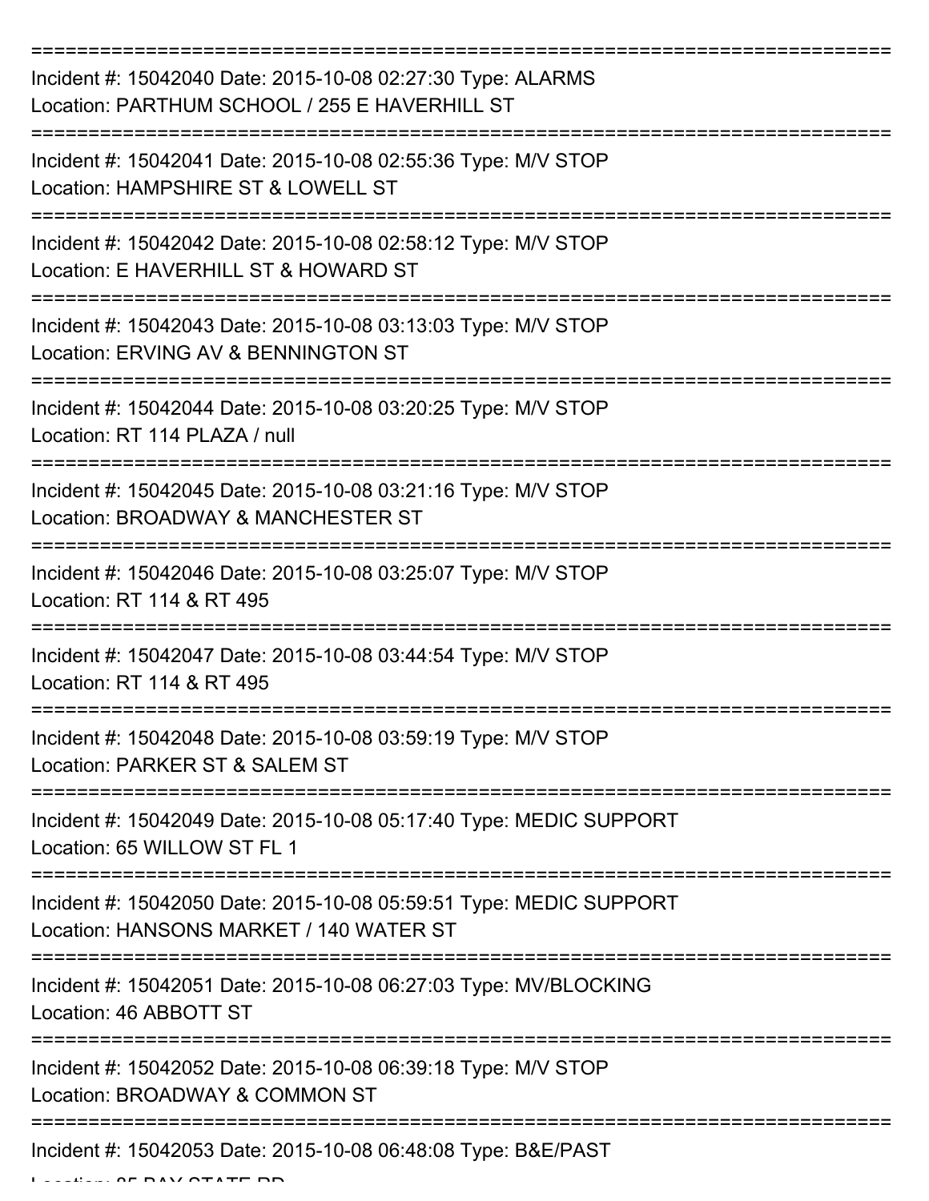===========================================================================

Incident #: 15042040 Date: 2015-10-08 02:27:30 Type: ALARMS
Location: PARTHUM SCHOOL / 255 E HAVERHILL ST

===========================================================================

Incident #: 15042041 Date: 2015-10-08 02:55:36 Type: M/V STOP
Location: HAMPSHIRE ST & LOWELL ST

===========================================================================

Incident #: 15042042 Date: 2015-10-08 02:58:12 Type: M/V STOP
Location: E HAVERHILL ST & HOWARD ST

===========================================================================

Incident #: 15042043 Date: 2015-10-08 03:13:03 Type: M/V STOP
Location: ERVING AV & BENNINGTON ST

===========================================================================

Incident #: 15042044 Date: 2015-10-08 03:20:25 Type: M/V STOP
Location: RT 114 PLAZA / null

===========================================================================

Incident #: 15042045 Date: 2015-10-08 03:21:16 Type: M/V STOP
Location: BROADWAY & MANCHESTER ST

===========================================================================

Incident #: 15042046 Date: 2015-10-08 03:25:07 Type: M/V STOP
Location: RT 114 & RT 495

===========================================================================

Incident #: 15042047 Date: 2015-10-08 03:44:54 Type: M/V STOP
Location: RT 114 & RT 495

===========================================================================

Incident #: 15042048 Date: 2015-10-08 03:59:19 Type: M/V STOP
Location: PARKER ST & SALEM ST

===========================================================================

Incident #: 15042049 Date: 2015-10-08 05:17:40 Type: MEDIC SUPPORT
Location: 65 WILLOW ST FL 1

===========================================================================

Incident #: 15042050 Date: 2015-10-08 05:59:51 Type: MEDIC SUPPORT
Location: HANSONS MARKET / 140 WATER ST

===========================================================================

Incident #: 15042051 Date: 2015-10-08 06:27:03 Type: MV/BLOCKING
Location: 46 ABBOTT ST

===========================================================================

Incident #: 15042052 Date: 2015-10-08 06:39:18 Type: M/V STOP
Location: BROADWAY & COMMON ST

===========================================================================

Incident #: 15042053 Date: 2015-10-08 06:48:08 Type: B&E/PAST
Location: 85 BAY STATE RD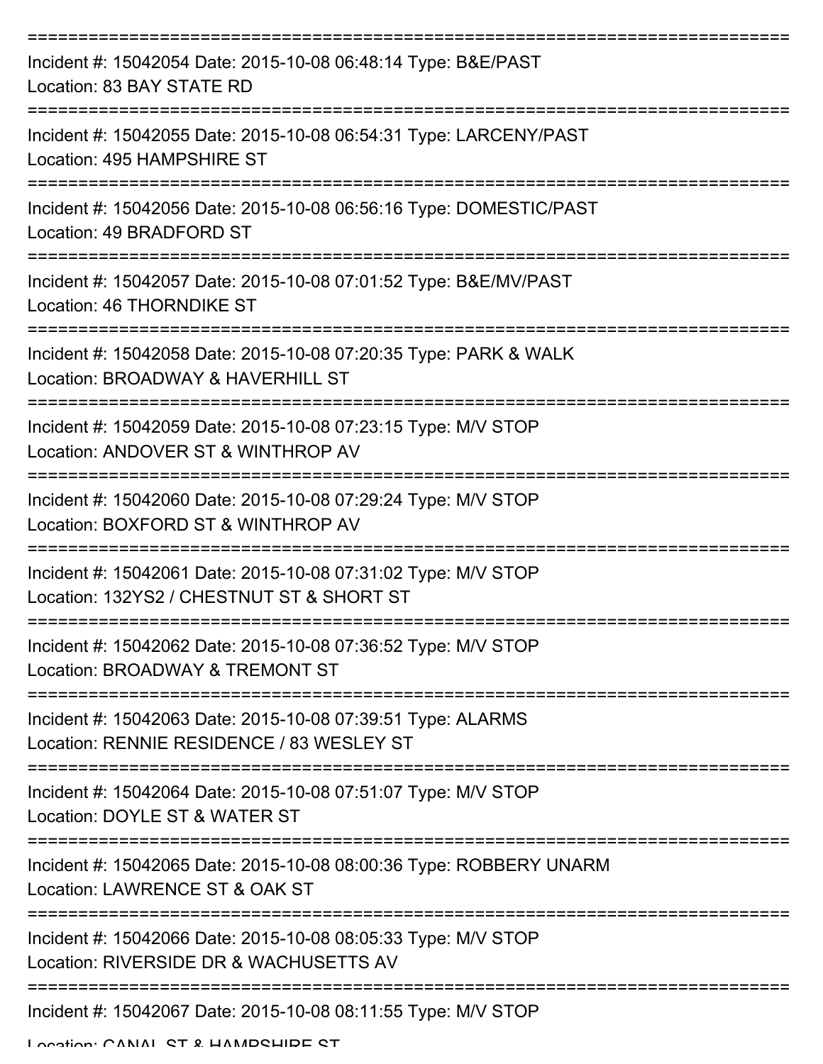===========================================================================

Incident #: 15042054 Date: 2015-10-08 06:48:14 Type: B&E/PAST
Location: 83 BAY STATE RD

===========================================================================

Incident #: 15042055 Date: 2015-10-08 06:54:31 Type: LARCENY/PAST
Location: 495 HAMPSHIRE ST

===========================================================================

Incident #: 15042056 Date: 2015-10-08 06:56:16 Type: DOMESTIC/PAST
Location: 49 BRADFORD ST

===========================================================================

Incident #: 15042057 Date: 2015-10-08 07:01:52 Type: B&E/MV/PAST
Location: 46 THORNDIKE ST

===========================================================================

Incident #: 15042058 Date: 2015-10-08 07:20:35 Type: PARK & WALK
Location: BROADWAY & HAVERHILL ST

===========================================================================

Incident #: 15042059 Date: 2015-10-08 07:23:15 Type: M/V STOP
Location: ANDOVER ST & WINTHROP AV

===========================================================================

Incident #: 15042060 Date: 2015-10-08 07:29:24 Type: M/V STOP
Location: BOXFORD ST & WINTHROP AV

===========================================================================

Incident #: 15042061 Date: 2015-10-08 07:31:02 Type: M/V STOP
Location: 132YS2 / CHESTNUT ST & SHORT ST

===========================================================================

Incident #: 15042062 Date: 2015-10-08 07:36:52 Type: M/V STOP
Location: BROADWAY & TREMONT ST

===========================================================================

Incident #: 15042063 Date: 2015-10-08 07:39:51 Type: ALARMS
Location: RENNIE RESIDENCE / 83 WESLEY ST

===========================================================================

Incident #: 15042064 Date: 2015-10-08 07:51:07 Type: M/V STOP
Location: DOYLE ST & WATER ST

===========================================================================

Incident #: 15042065 Date: 2015-10-08 08:00:36 Type: ROBBERY UNARM
Location: LAWRENCE ST & OAK ST

===========================================================================

Incident #: 15042066 Date: 2015-10-08 08:05:33 Type: M/V STOP
Location: RIVERSIDE DR & WACHUSETTS AV

===========================================================================

Incident #: 15042067 Date: 2015-10-08 08:11:55 Type: M/V STOP
Location: CANAL ST & HAMPSHIRE ST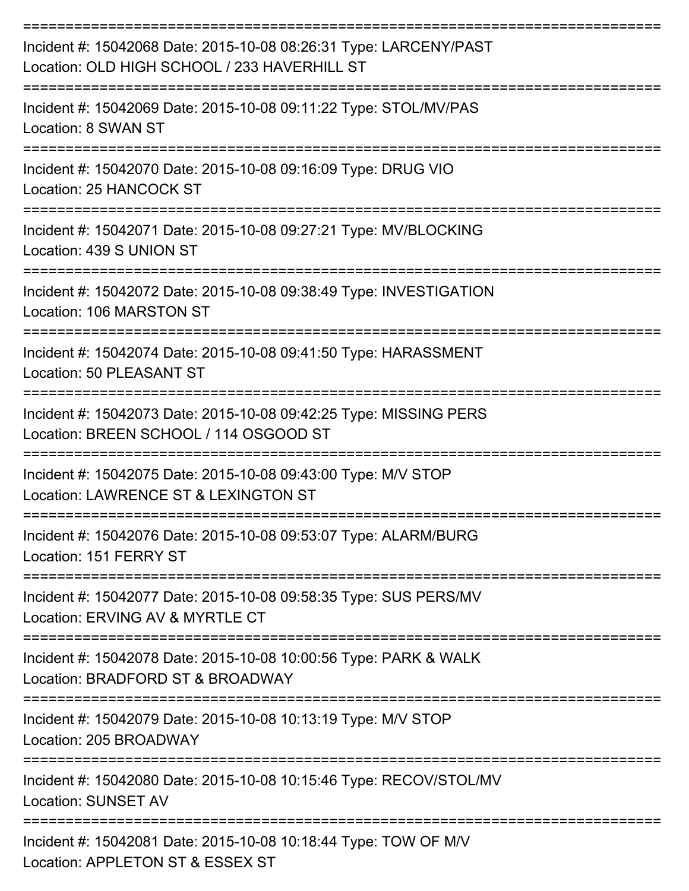===========================================================================

Incident #: 15042068 Date: 2015-10-08 08:26:31 Type: LARCENY/PAST
Location: OLD HIGH SCHOOL / 233 HAVERHILL ST

===========================================================================

Incident #: 15042069 Date: 2015-10-08 09:11:22 Type: STOL/MV/PAS
Location: 8 SWAN ST

===========================================================================

Incident #: 15042070 Date: 2015-10-08 09:16:09 Type: DRUG VIO
Location: 25 HANCOCK ST

===========================================================================

Incident #: 15042071 Date: 2015-10-08 09:27:21 Type: MV/BLOCKING
Location: 439 S UNION ST

===========================================================================

Incident #: 15042072 Date: 2015-10-08 09:38:49 Type: INVESTIGATION
Location: 106 MARSTON ST

===========================================================================

Incident #: 15042074 Date: 2015-10-08 09:41:50 Type: HARASSMENT
Location: 50 PLEASANT ST

===========================================================================

Incident #: 15042073 Date: 2015-10-08 09:42:25 Type: MISSING PERS
Location: BREEN SCHOOL / 114 OSGOOD ST

===========================================================================

Incident #: 15042075 Date: 2015-10-08 09:43:00 Type: M/V STOP
Location: LAWRENCE ST & LEXINGTON ST

===========================================================================

Incident #: 15042076 Date: 2015-10-08 09:53:07 Type: ALARM/BURG
Location: 151 FERRY ST

===========================================================================

Incident #: 15042077 Date: 2015-10-08 09:58:35 Type: SUS PERS/MV
Location: ERVING AV & MYRTLE CT

===========================================================================

Incident #: 15042078 Date: 2015-10-08 10:00:56 Type: PARK & WALK
Location: BRADFORD ST & BROADWAY

===========================================================================

Incident #: 15042079 Date: 2015-10-08 10:13:19 Type: M/V STOP
Location: 205 BROADWAY

===========================================================================

Incident #: 15042080 Date: 2015-10-08 10:15:46 Type: RECOV/STOL/MV
Location: SUNSET AV

===========================================================================

Incident #: 15042081 Date: 2015-10-08 10:18:44 Type: TOW OF M/V
Location: APPLETON ST & ESSEX ST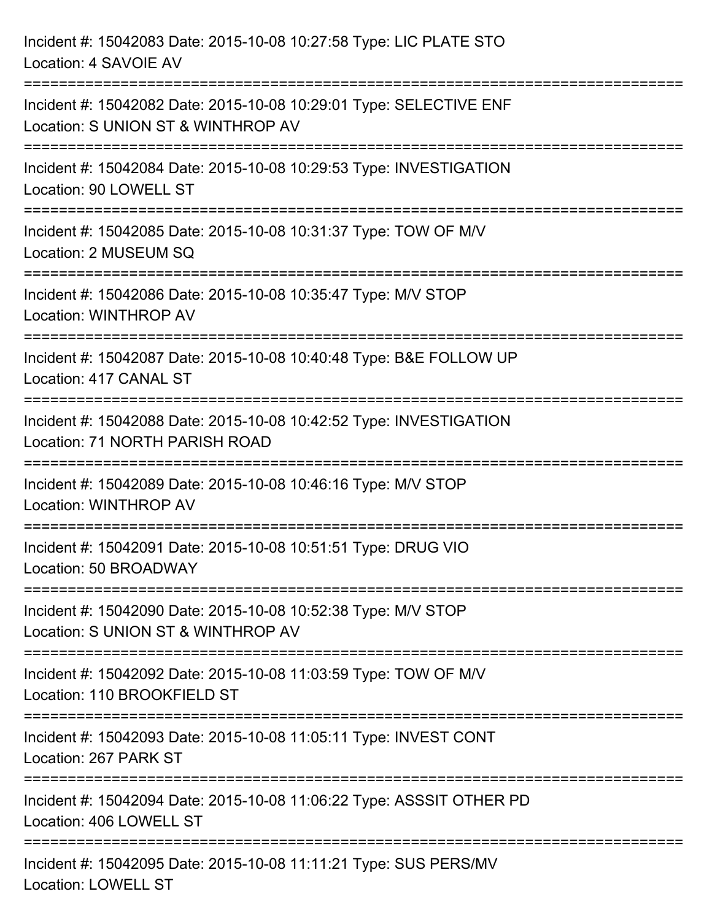Incident #: 15042083 Date: 2015-10-08 10:27:58 Type: LIC PLATE STO
Location: 4 SAVOIE AV

===========================================================================

Incident #: 15042082 Date: 2015-10-08 10:29:01 Type: SELECTIVE ENF
Location: S UNION ST & WINTHROP AV

===========================================================================

Incident #: 15042084 Date: 2015-10-08 10:29:53 Type: INVESTIGATION
Location: 90 LOWELL ST

===========================================================================

Incident #: 15042085 Date: 2015-10-08 10:31:37 Type: TOW OF M/V
Location: 2 MUSEUM SQ

===========================================================================

Incident #: 15042086 Date: 2015-10-08 10:35:47 Type: M/V STOP
Location: WINTHROP AV

===========================================================================

Incident #: 15042087 Date: 2015-10-08 10:40:48 Type: B&E FOLLOW UP
Location: 417 CANAL ST

===========================================================================

Incident #: 15042088 Date: 2015-10-08 10:42:52 Type: INVESTIGATION
Location: 71 NORTH PARISH ROAD

===========================================================================

Incident #: 15042089 Date: 2015-10-08 10:46:16 Type: M/V STOP
Location: WINTHROP AV

===========================================================================

Incident #: 15042091 Date: 2015-10-08 10:51:51 Type: DRUG VIO
Location: 50 BROADWAY

===========================================================================

Incident #: 15042090 Date: 2015-10-08 10:52:38 Type: M/V STOP
Location: S UNION ST & WINTHROP AV

===========================================================================

Incident #: 15042092 Date: 2015-10-08 11:03:59 Type: TOW OF M/V
Location: 110 BROOKFIELD ST

===========================================================================

Incident #: 15042093 Date: 2015-10-08 11:05:11 Type: INVEST CONT
Location: 267 PARK ST

===========================================================================

Incident #: 15042094 Date: 2015-10-08 11:06:22 Type: ASSSIT OTHER PD
Location: 406 LOWELL ST

===========================================================================

Incident #: 15042095 Date: 2015-10-08 11:11:21 Type: SUS PERS/MV
Location: LOWELL ST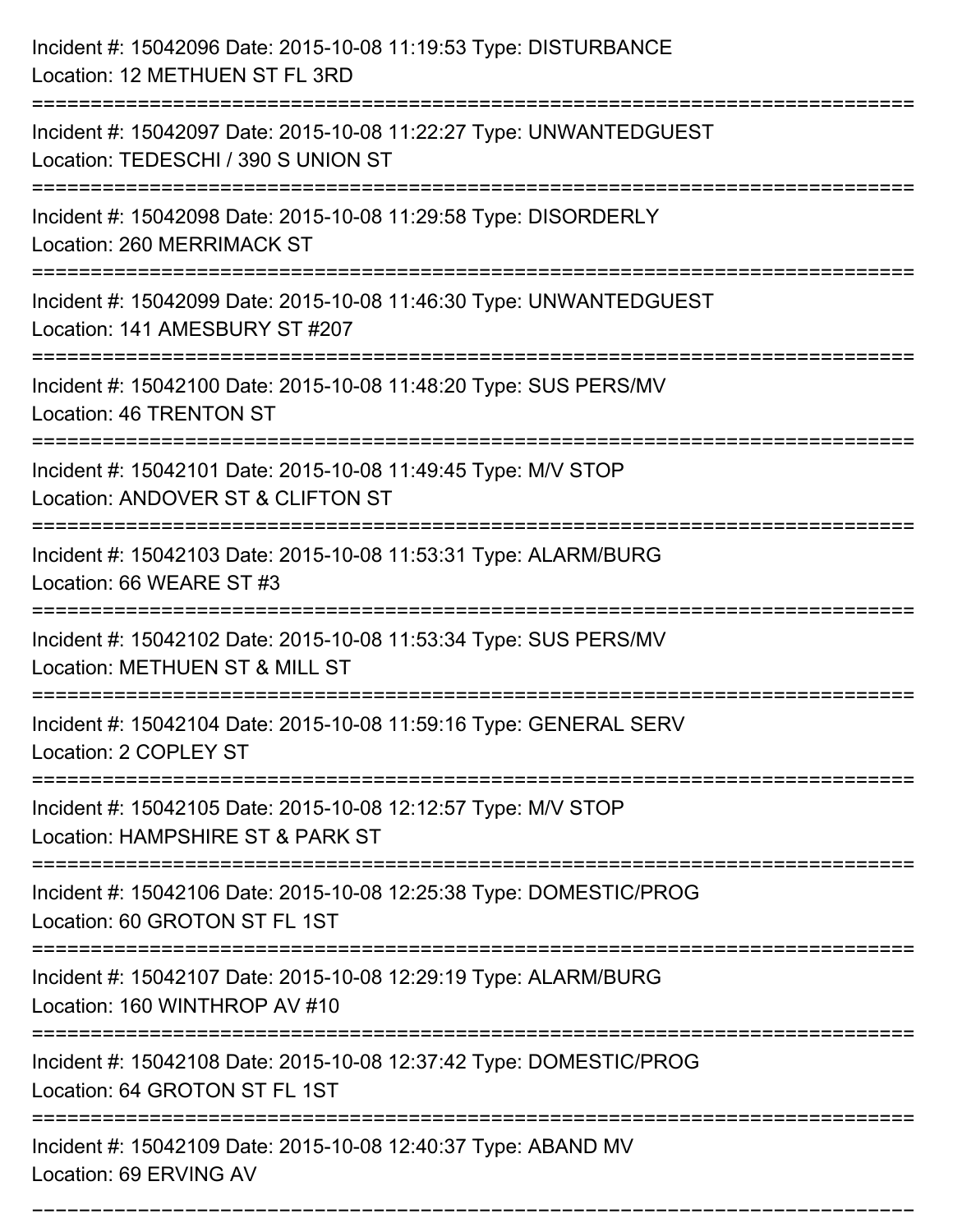Incident #: 15042096 Date: 2015-10-08 11:19:53 Type: DISTURBANCE
Location: 12 METHUEN ST FL 3RD

===========================================================================

Incident #: 15042097 Date: 2015-10-08 11:22:27 Type: UNWANTEDGUEST
Location: TEDESCHI / 390 S UNION ST

===========================================================================

Incident #: 15042098 Date: 2015-10-08 11:29:58 Type: DISORDERLY
Location: 260 MERRIMACK ST

===========================================================================

Incident #: 15042099 Date: 2015-10-08 11:46:30 Type: UNWANTEDGUEST
Location: 141 AMESBURY ST #207

===========================================================================

Incident #: 15042100 Date: 2015-10-08 11:48:20 Type: SUS PERS/MV
Location: 46 TRENTON ST

===========================================================================

Incident #: 15042101 Date: 2015-10-08 11:49:45 Type: M/V STOP
Location: ANDOVER ST & CLIFTON ST

===========================================================================

Incident #: 15042103 Date: 2015-10-08 11:53:31 Type: ALARM/BURG
Location: 66 WEARE ST #3

===========================================================================

Incident #: 15042102 Date: 2015-10-08 11:53:34 Type: SUS PERS/MV
Location: METHUEN ST & MILL ST

===========================================================================

Incident #: 15042104 Date: 2015-10-08 11:59:16 Type: GENERAL SERV
Location: 2 COPLEY ST

===========================================================================

Incident #: 15042105 Date: 2015-10-08 12:12:57 Type: M/V STOP
Location: HAMPSHIRE ST & PARK ST

===========================================================================

Incident #: 15042106 Date: 2015-10-08 12:25:38 Type: DOMESTIC/PROG
Location: 60 GROTON ST FL 1ST

===========================================================================

Incident #: 15042107 Date: 2015-10-08 12:29:19 Type: ALARM/BURG
Location: 160 WINTHROP AV #10

===========================================================================

Incident #: 15042108 Date: 2015-10-08 12:37:42 Type: DOMESTIC/PROG
Location: 64 GROTON ST FL 1ST

===========================================================================

Incident #: 15042109 Date: 2015-10-08 12:40:37 Type: ABAND MV
Location: 69 ERVING AV

===========================================================================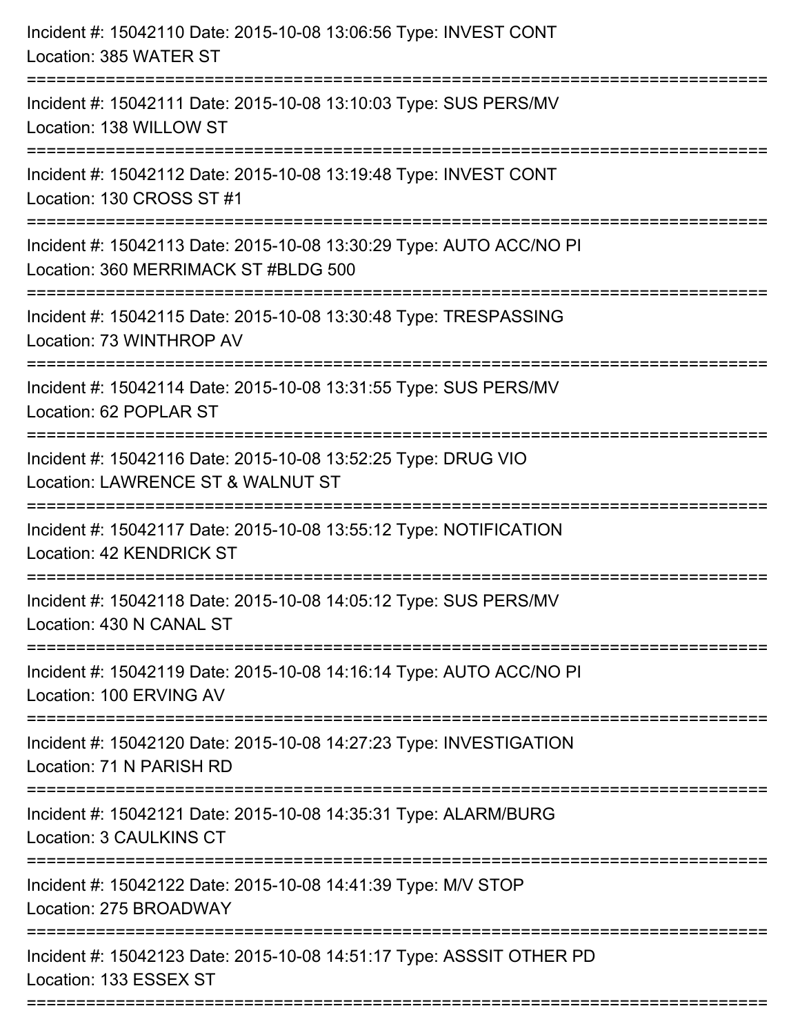Incident #: 15042110 Date: 2015-10-08 13:06:56 Type: INVEST CONT
Location: 385 WATER ST

===========================================================================

Incident #: 15042111 Date: 2015-10-08 13:10:03 Type: SUS PERS/MV
Location: 138 WILLOW ST

===========================================================================

Incident #: 15042112 Date: 2015-10-08 13:19:48 Type: INVEST CONT
Location: 130 CROSS ST #1

===========================================================================

Incident #: 15042113 Date: 2015-10-08 13:30:29 Type: AUTO ACC/NO PI
Location: 360 MERRIMACK ST #BLDG 500

===========================================================================

Incident #: 15042115 Date: 2015-10-08 13:30:48 Type: TRESPASSING
Location: 73 WINTHROP AV

===========================================================================

Incident #: 15042114 Date: 2015-10-08 13:31:55 Type: SUS PERS/MV
Location: 62 POPLAR ST

===========================================================================

Incident #: 15042116 Date: 2015-10-08 13:52:25 Type: DRUG VIO
Location: LAWRENCE ST & WALNUT ST

===========================================================================

Incident #: 15042117 Date: 2015-10-08 13:55:12 Type: NOTIFICATION
Location: 42 KENDRICK ST

===========================================================================

Incident #: 15042118 Date: 2015-10-08 14:05:12 Type: SUS PERS/MV
Location: 430 N CANAL ST

===========================================================================

Incident #: 15042119 Date: 2015-10-08 14:16:14 Type: AUTO ACC/NO PI
Location: 100 ERVING AV

===========================================================================

Incident #: 15042120 Date: 2015-10-08 14:27:23 Type: INVESTIGATION
Location: 71 N PARISH RD

===========================================================================

Incident #: 15042121 Date: 2015-10-08 14:35:31 Type: ALARM/BURG
Location: 3 CAULKINS CT

===========================================================================

Incident #: 15042122 Date: 2015-10-08 14:41:39 Type: M/V STOP
Location: 275 BROADWAY

===========================================================================

Incident #: 15042123 Date: 2015-10-08 14:51:17 Type: ASSSIT OTHER PD
Location: 133 ESSEX ST

===========================================================================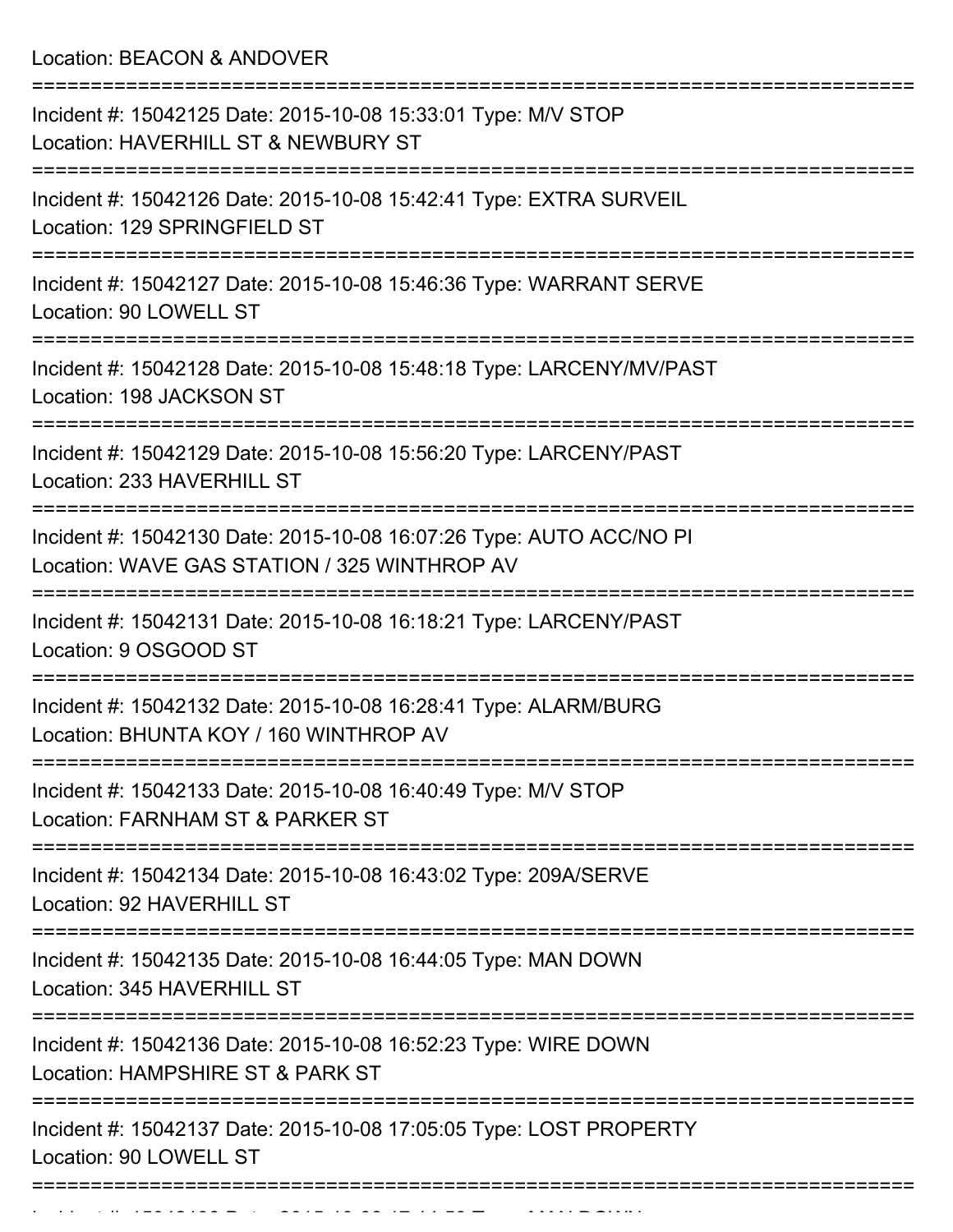Location: BEACON & ANDOVER

===========================================================================

Incident #: 15042125 Date: 2015-10-08 15:33:01 Type: M/V STOP
Location: HAVERHILL ST & NEWBURY ST

===========================================================================

Incident #: 15042126 Date: 2015-10-08 15:42:41 Type: EXTRA SURVEIL
Location: 129 SPRINGFIELD ST

===========================================================================

Incident #: 15042127 Date: 2015-10-08 15:46:36 Type: WARRANT SERVE
Location: 90 LOWELL ST

===========================================================================

Incident #: 15042128 Date: 2015-10-08 15:48:18 Type: LARCENY/MV/PAST
Location: 198 JACKSON ST

===========================================================================

Incident #: 15042129 Date: 2015-10-08 15:56:20 Type: LARCENY/PAST
Location: 233 HAVERHILL ST

===========================================================================

Incident #: 15042130 Date: 2015-10-08 16:07:26 Type: AUTO ACC/NO PI
Location: WAVE GAS STATION / 325 WINTHROP AV

===========================================================================

Incident #: 15042131 Date: 2015-10-08 16:18:21 Type: LARCENY/PAST
Location: 9 OSGOOD ST

===========================================================================

Incident #: 15042132 Date: 2015-10-08 16:28:41 Type: ALARM/BURG
Location: BHUNTA KOY / 160 WINTHROP AV

===========================================================================

Incident #: 15042133 Date: 2015-10-08 16:40:49 Type: M/V STOP
Location: FARNHAM ST & PARKER ST

===========================================================================

Incident #: 15042134 Date: 2015-10-08 16:43:02 Type: 209A/SERVE
Location: 92 HAVERHILL ST

===========================================================================

Incident #: 15042135 Date: 2015-10-08 16:44:05 Type: MAN DOWN
Location: 345 HAVERHILL ST

===========================================================================

Incident #: 15042136 Date: 2015-10-08 16:52:23 Type: WIRE DOWN
Location: HAMPSHIRE ST & PARK ST

===========================================================================

Incident #: 15042137 Date: 2015-10-08 17:05:05 Type: LOST PROPERTY
Location: 90 LOWELL ST

===========================================================================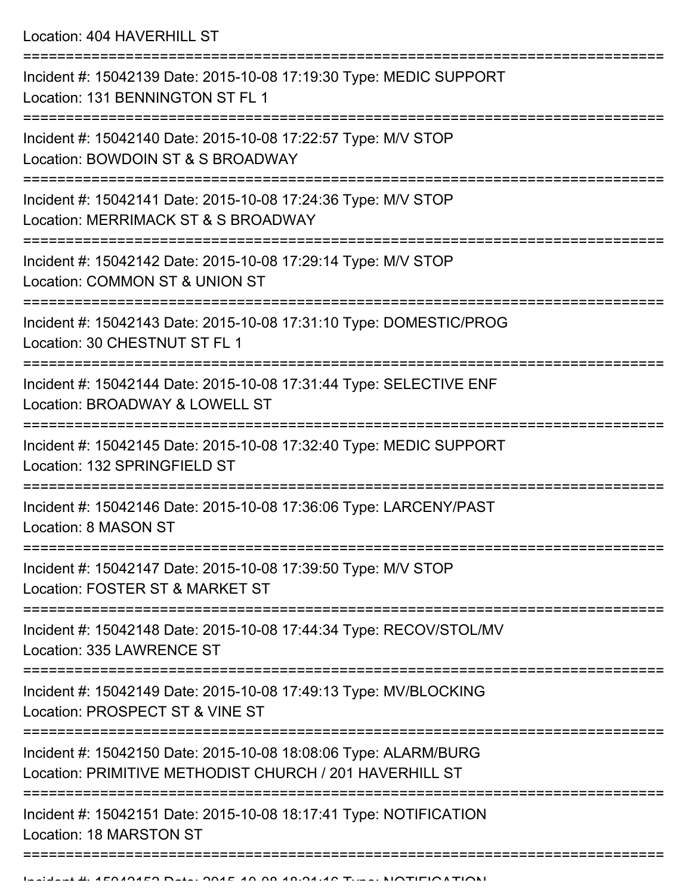Location: 404 HAVERHILL ST

===========================================================================

Incident #: 15042139 Date: 2015-10-08 17:19:30 Type: MEDIC SUPPORT
Location: 131 BENNINGTON ST FL 1

===========================================================================

Incident #: 15042140 Date: 2015-10-08 17:22:57 Type: M/V STOP
Location: BOWDOIN ST & S BROADWAY

===========================================================================

Incident #: 15042141 Date: 2015-10-08 17:24:36 Type: M/V STOP
Location: MERRIMACK ST & S BROADWAY

===========================================================================

Incident #: 15042142 Date: 2015-10-08 17:29:14 Type: M/V STOP
Location: COMMON ST & UNION ST

===========================================================================

Incident #: 15042143 Date: 2015-10-08 17:31:10 Type: DOMESTIC/PROG
Location: 30 CHESTNUT ST FL 1

===========================================================================

Incident #: 15042144 Date: 2015-10-08 17:31:44 Type: SELECTIVE ENF
Location: BROADWAY & LOWELL ST

===========================================================================

Incident #: 15042145 Date: 2015-10-08 17:32:40 Type: MEDIC SUPPORT
Location: 132 SPRINGFIELD ST

===========================================================================

Incident #: 15042146 Date: 2015-10-08 17:36:06 Type: LARCENY/PAST
Location: 8 MASON ST

===========================================================================

Incident #: 15042147 Date: 2015-10-08 17:39:50 Type: M/V STOP
Location: FOSTER ST & MARKET ST

===========================================================================

Incident #: 15042148 Date: 2015-10-08 17:44:34 Type: RECOV/STOL/MV
Location: 335 LAWRENCE ST

===========================================================================

Incident #: 15042149 Date: 2015-10-08 17:49:13 Type: MV/BLOCKING
Location: PROSPECT ST & VINE ST

===========================================================================

Incident #: 15042150 Date: 2015-10-08 18:08:06 Type: ALARM/BURG
Location: PRIMITIVE METHODIST CHURCH / 201 HAVERHILL ST

===========================================================================

Incident #: 15042151 Date: 2015-10-08 18:17:41 Type: NOTIFICATION
Location: 18 MARSTON ST

===========================================================================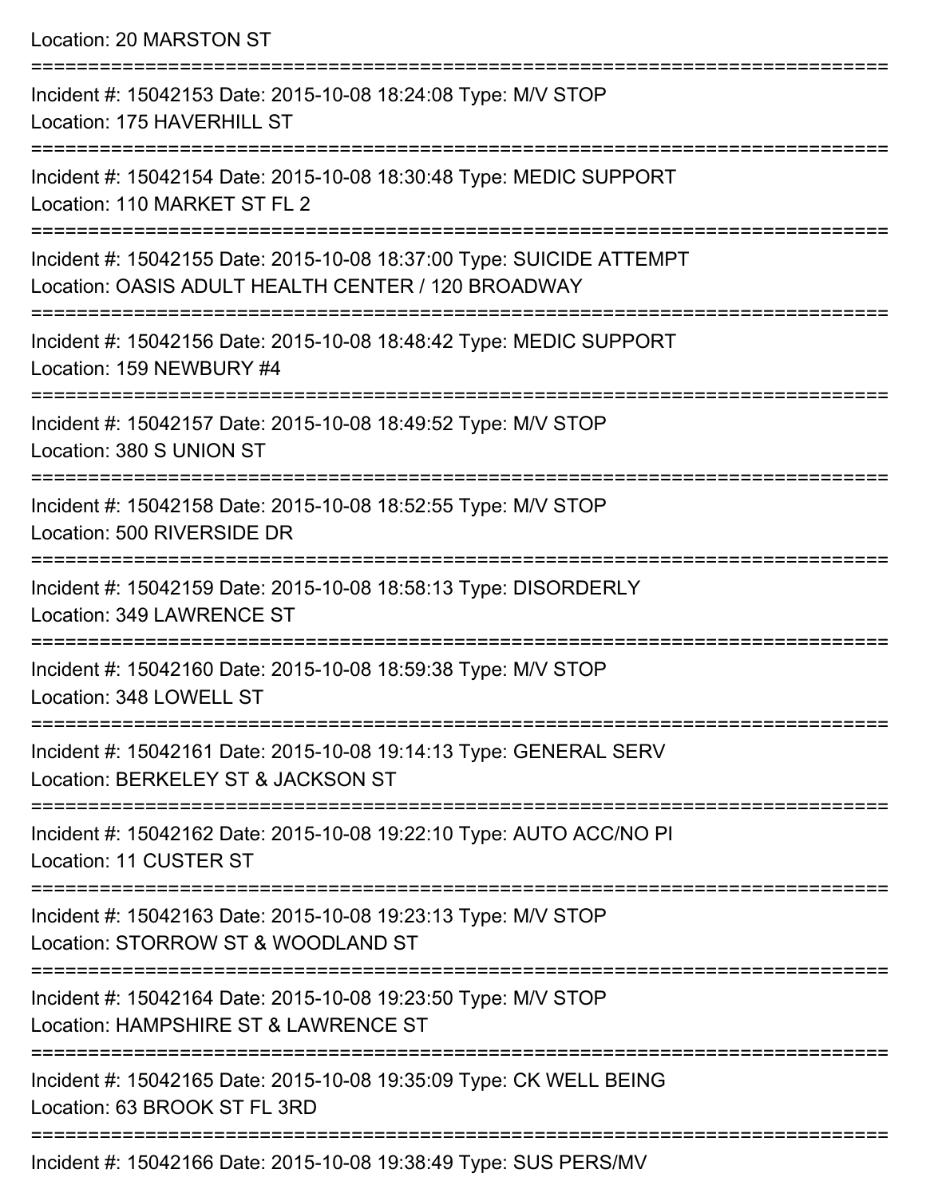Location: 20 MARSTON ST

===========================================================================

Incident #: 15042153 Date: 2015-10-08 18:24:08 Type: M/V STOP
Location: 175 HAVERHILL ST

===========================================================================

Incident #: 15042154 Date: 2015-10-08 18:30:48 Type: MEDIC SUPPORT
Location: 110 MARKET ST FL 2

===========================================================================

Incident #: 15042155 Date: 2015-10-08 18:37:00 Type: SUICIDE ATTEMPT
Location: OASIS ADULT HEALTH CENTER / 120 BROADWAY

===========================================================================

Incident #: 15042156 Date: 2015-10-08 18:48:42 Type: MEDIC SUPPORT
Location: 159 NEWBURY #4

===========================================================================

Incident #: 15042157 Date: 2015-10-08 18:49:52 Type: M/V STOP
Location: 380 S UNION ST

===========================================================================

Incident #: 15042158 Date: 2015-10-08 18:52:55 Type: M/V STOP
Location: 500 RIVERSIDE DR

===========================================================================

Incident #: 15042159 Date: 2015-10-08 18:58:13 Type: DISORDERLY
Location: 349 LAWRENCE ST

===========================================================================

Incident #: 15042160 Date: 2015-10-08 18:59:38 Type: M/V STOP
Location: 348 LOWELL ST

===========================================================================

Incident #: 15042161 Date: 2015-10-08 19:14:13 Type: GENERAL SERV
Location: BERKELEY ST & JACKSON ST

===========================================================================

Incident #: 15042162 Date: 2015-10-08 19:22:10 Type: AUTO ACC/NO PI
Location: 11 CUSTER ST

===========================================================================

Incident #: 15042163 Date: 2015-10-08 19:23:13 Type: M/V STOP
Location: STORROW ST & WOODLAND ST

===========================================================================

Incident #: 15042164 Date: 2015-10-08 19:23:50 Type: M/V STOP
Location: HAMPSHIRE ST & LAWRENCE ST

===========================================================================

Incident #: 15042165 Date: 2015-10-08 19:35:09 Type: CK WELL BEING
Location: 63 BROOK ST FL 3RD

===========================================================================

Incident #: 15042166 Date: 2015-10-08 19:38:49 Type: SUS PERS/MV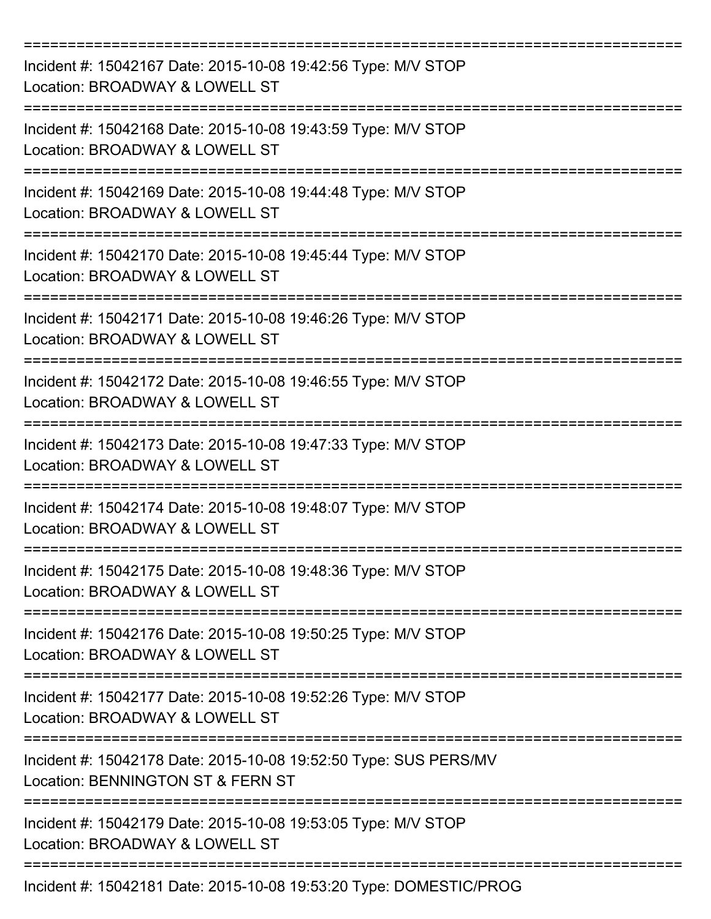===========================================================================

Incident #: 15042167 Date: 2015-10-08 19:42:56 Type: M/V STOP
Location: BROADWAY & LOWELL ST

===========================================================================

Incident #: 15042168 Date: 2015-10-08 19:43:59 Type: M/V STOP
Location: BROADWAY & LOWELL ST

===========================================================================

Incident #: 15042169 Date: 2015-10-08 19:44:48 Type: M/V STOP
Location: BROADWAY & LOWELL ST

===========================================================================

Incident #: 15042170 Date: 2015-10-08 19:45:44 Type: M/V STOP
Location: BROADWAY & LOWELL ST

===========================================================================

Incident #: 15042171 Date: 2015-10-08 19:46:26 Type: M/V STOP
Location: BROADWAY & LOWELL ST

===========================================================================

Incident #: 15042172 Date: 2015-10-08 19:46:55 Type: M/V STOP
Location: BROADWAY & LOWELL ST

===========================================================================

Incident #: 15042173 Date: 2015-10-08 19:47:33 Type: M/V STOP
Location: BROADWAY & LOWELL ST

===========================================================================

Incident #: 15042174 Date: 2015-10-08 19:48:07 Type: M/V STOP
Location: BROADWAY & LOWELL ST

===========================================================================

Incident #: 15042175 Date: 2015-10-08 19:48:36 Type: M/V STOP
Location: BROADWAY & LOWELL ST

===========================================================================

Incident #: 15042176 Date: 2015-10-08 19:50:25 Type: M/V STOP
Location: BROADWAY & LOWELL ST

===========================================================================

Incident #: 15042177 Date: 2015-10-08 19:52:26 Type: M/V STOP
Location: BROADWAY & LOWELL ST

===========================================================================

Incident #: 15042178 Date: 2015-10-08 19:52:50 Type: SUS PERS/MV
Location: BENNINGTON ST & FERN ST

===========================================================================

Incident #: 15042179 Date: 2015-10-08 19:53:05 Type: M/V STOP
Location: BROADWAY & LOWELL ST

===========================================================================

Incident #: 15042181 Date: 2015-10-08 19:53:20 Type: DOMESTIC/PROG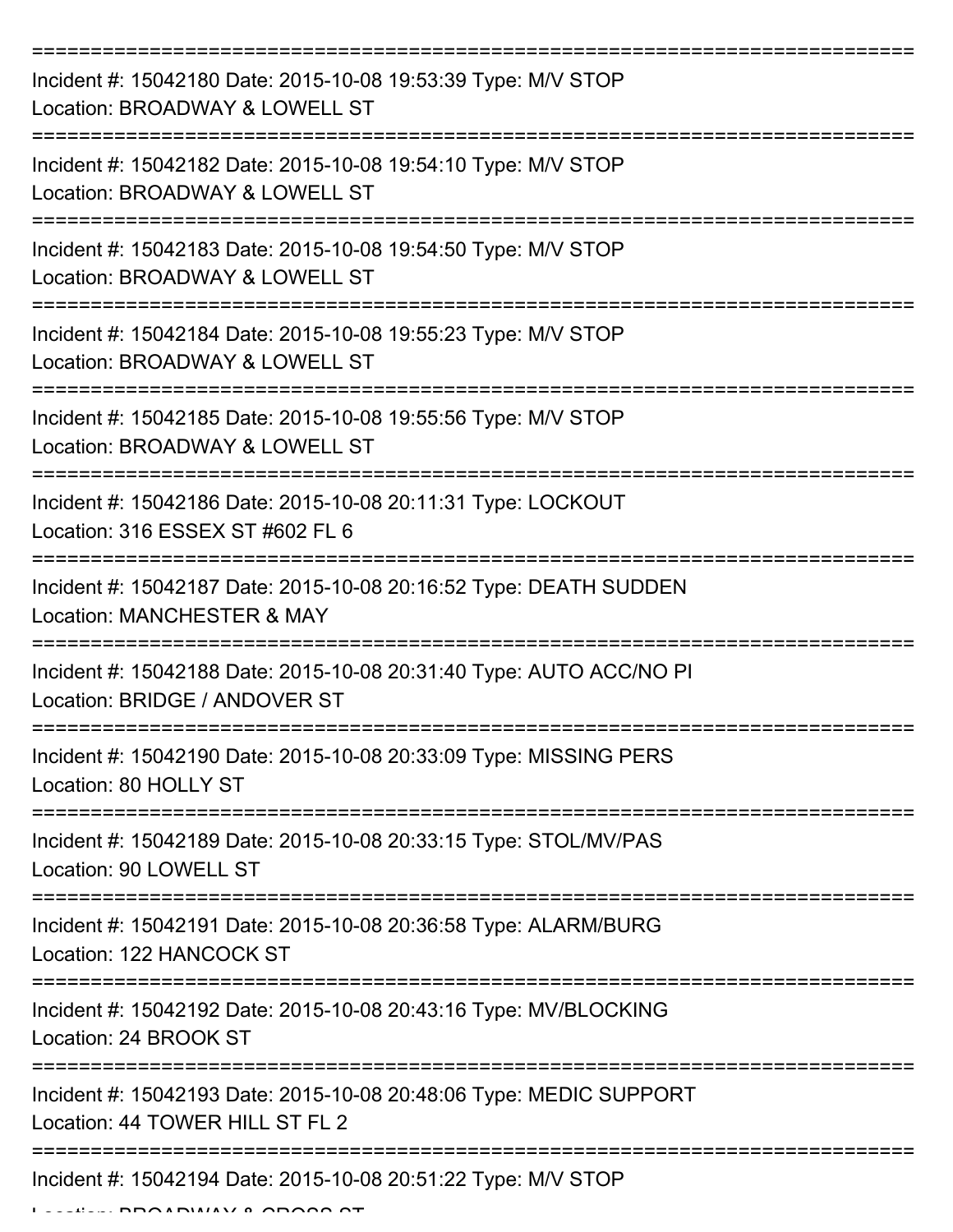===========================================================================

Incident #: 15042180 Date: 2015-10-08 19:53:39 Type: M/V STOP
Location: BROADWAY & LOWELL ST

===========================================================================

Incident #: 15042182 Date: 2015-10-08 19:54:10 Type: M/V STOP
Location: BROADWAY & LOWELL ST

===========================================================================

Incident #: 15042183 Date: 2015-10-08 19:54:50 Type: M/V STOP
Location: BROADWAY & LOWELL ST

===========================================================================

Incident #: 15042184 Date: 2015-10-08 19:55:23 Type: M/V STOP
Location: BROADWAY & LOWELL ST

===========================================================================

Incident #: 15042185 Date: 2015-10-08 19:55:56 Type: M/V STOP
Location: BROADWAY & LOWELL ST

===========================================================================

Incident #: 15042186 Date: 2015-10-08 20:11:31 Type: LOCKOUT
Location: 316 ESSEX ST #602 FL 6

===========================================================================

Incident #: 15042187 Date: 2015-10-08 20:16:52 Type: DEATH SUDDEN
Location: MANCHESTER & MAY

===========================================================================

Incident #: 15042188 Date: 2015-10-08 20:31:40 Type: AUTO ACC/NO PI
Location: BRIDGE / ANDOVER ST

===========================================================================

Incident #: 15042190 Date: 2015-10-08 20:33:09 Type: MISSING PERS
Location: 80 HOLLY ST

===========================================================================

Incident #: 15042189 Date: 2015-10-08 20:33:15 Type: STOL/MV/PAS
Location: 90 LOWELL ST

===========================================================================

Incident #: 15042191 Date: 2015-10-08 20:36:58 Type: ALARM/BURG
Location: 122 HANCOCK ST

===========================================================================

Incident #: 15042192 Date: 2015-10-08 20:43:16 Type: MV/BLOCKING
Location: 24 BROOK ST

===========================================================================

Incident #: 15042193 Date: 2015-10-08 20:48:06 Type: MEDIC SUPPORT
Location: 44 TOWER HILL ST FL 2

===========================================================================

Incident #: 15042194 Date: 2015-10-08 20:51:22 Type: M/V STOP
Location: BROADWAY & CROSS ST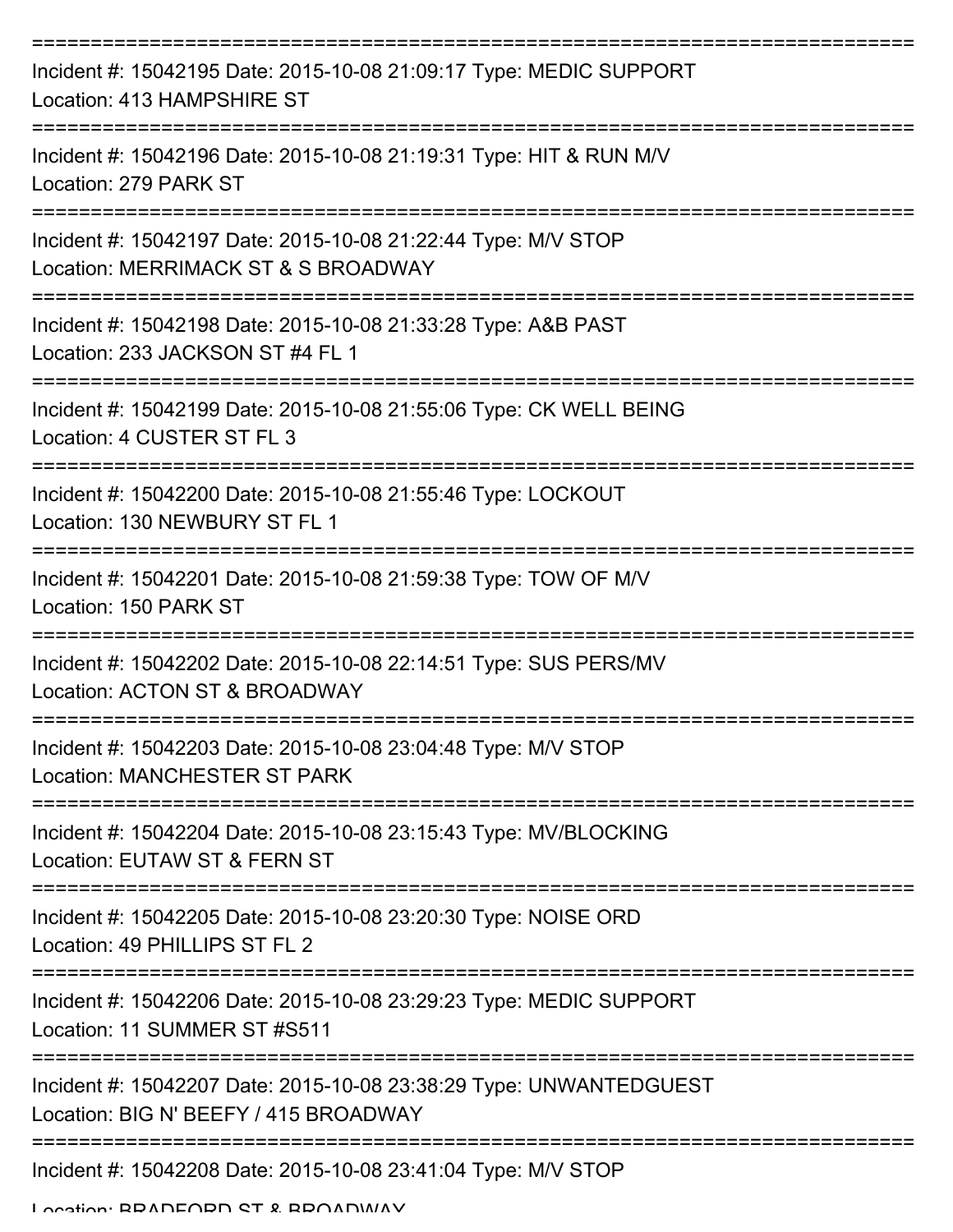===========================================================================
Incident #: 15042195 Date: 2015-10-08 21:09:17 Type: MEDIC SUPPORT
Location: 413 HAMPSHIRE ST
===========================================================================
Incident #: 15042196 Date: 2015-10-08 21:19:31 Type: HIT & RUN M/V
Location: 279 PARK ST
===========================================================================
Incident #: 15042197 Date: 2015-10-08 21:22:44 Type: M/V STOP
Location: MERRIMACK ST & S BROADWAY
===========================================================================
Incident #: 15042198 Date: 2015-10-08 21:33:28 Type: A&B PAST
Location: 233 JACKSON ST #4 FL 1
===========================================================================
Incident #: 15042199 Date: 2015-10-08 21:55:06 Type: CK WELL BEING
Location: 4 CUSTER ST FL 3
===========================================================================
Incident #: 15042200 Date: 2015-10-08 21:55:46 Type: LOCKOUT
Location: 130 NEWBURY ST FL 1
===========================================================================
Incident #: 15042201 Date: 2015-10-08 21:59:38 Type: TOW OF M/V
Location: 150 PARK ST
===========================================================================
Incident #: 15042202 Date: 2015-10-08 22:14:51 Type: SUS PERS/MV
Location: ACTON ST & BROADWAY
===========================================================================
Incident #: 15042203 Date: 2015-10-08 23:04:48 Type: M/V STOP
Location: MANCHESTER ST PARK
===========================================================================
Incident #: 15042204 Date: 2015-10-08 23:15:43 Type: MV/BLOCKING
Location: EUTAW ST & FERN ST
===========================================================================
Incident #: 15042205 Date: 2015-10-08 23:20:30 Type: NOISE ORD
Location: 49 PHILLIPS ST FL 2
===========================================================================
Incident #: 15042206 Date: 2015-10-08 23:29:23 Type: MEDIC SUPPORT
Location: 11 SUMMER ST #S511
===========================================================================
Incident #: 15042207 Date: 2015-10-08 23:38:29 Type: UNWANTEDGUEST
Location: BIG N' BEEFY / 415 BROADWAY
===========================================================================
Incident #: 15042208 Date: 2015-10-08 23:41:04 Type: M/V STOP
Location: BRADFORD ST & BROADWAY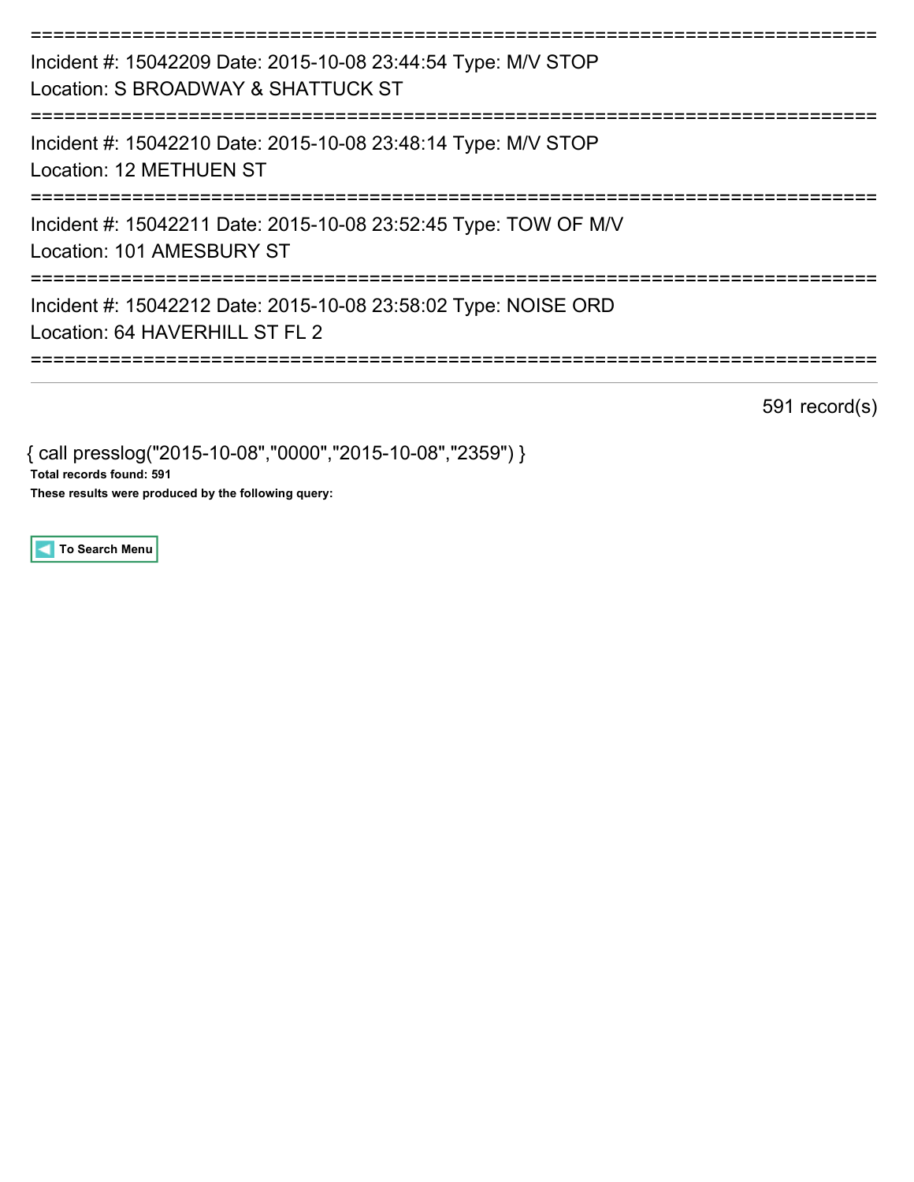===========================================================================

Incident #: 15042209 Date: 2015-10-08 23:44:54 Type: M/V STOP
Location: S BROADWAY & SHATTUCK ST

===========================================================================

Incident #: 15042210 Date: 2015-10-08 23:48:14 Type: M/V STOP
Location: 12 METHUEN ST

===========================================================================

Incident #: 15042211 Date: 2015-10-08 23:52:45 Type: TOW OF M/V
Location: 101 AMESBURY ST

===========================================================================

Incident #: 15042212 Date: 2015-10-08 23:58:02 Type: NOISE ORD
Location: 64 HAVERHILL ST FL 2

===========================================================================

591 record(s)

{ call presslog("2015-10-08","0000","2015-10-08","2359") }

**Total records found: 591**

**These results were produced by the following query:**

**To Search Menu**